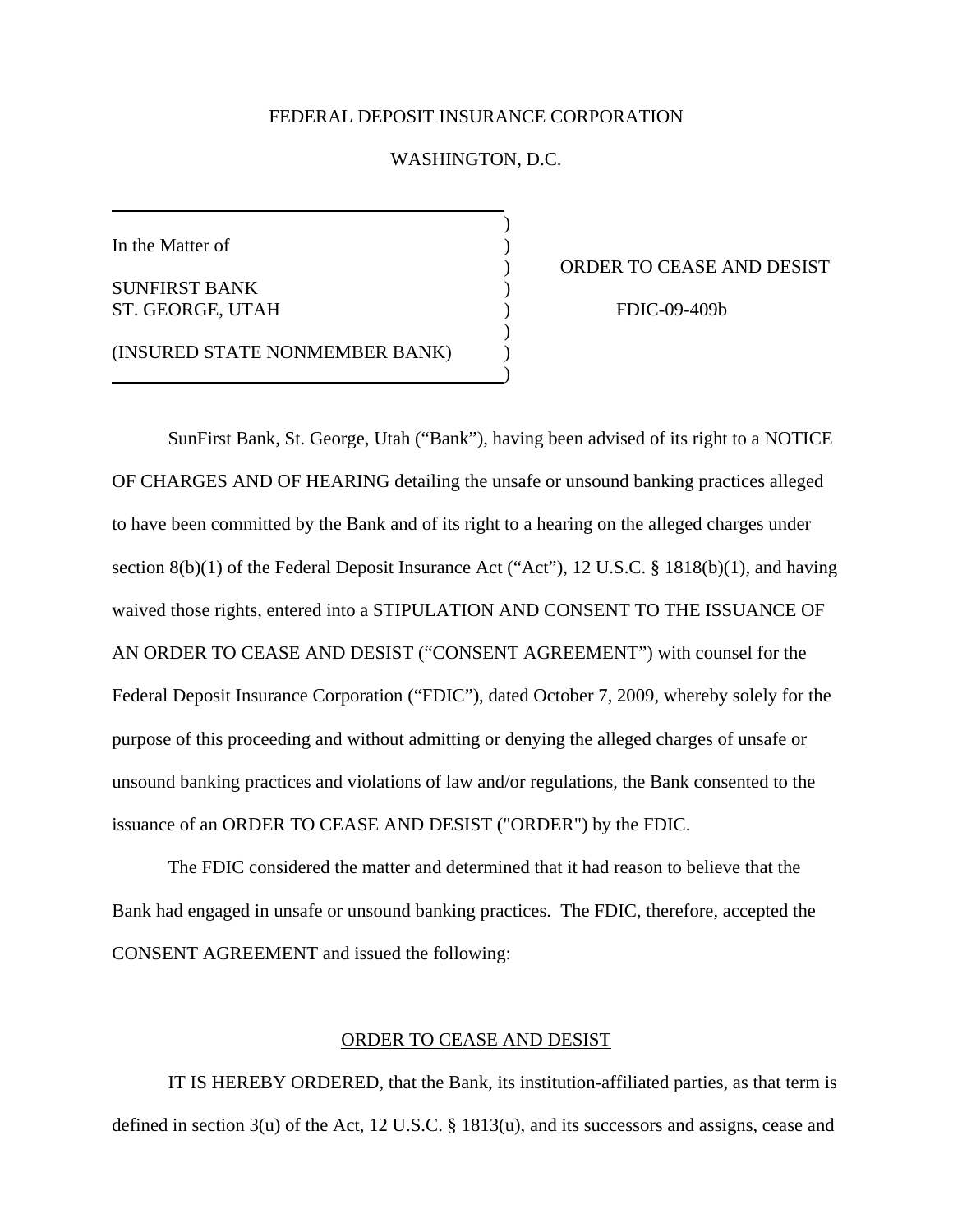FEDERAL DEPOSIT INSURANCE CORPORATION

WASHINGTON, D.C.

| | |
|---|---|
| In the Matter of<br><br>SUNFIRST BANK<br>ST. GEORGE, UTAH<br><br>(INSURED STATE NONMEMBER BANK) | ORDER TO CEASE AND DESIST<br><br>FDIC-09-409b |

SunFirst Bank, St. George, Utah ("Bank"), having been advised of its right to a NOTICE OF CHARGES AND OF HEARING detailing the unsafe or unsound banking practices alleged to have been committed by the Bank and of its right to a hearing on the alleged charges under section 8(b)(1) of the Federal Deposit Insurance Act ("Act"), 12 U.S.C. § 1818(b)(1), and having waived those rights, entered into a STIPULATION AND CONSENT TO THE ISSUANCE OF AN ORDER TO CEASE AND DESIST ("CONSENT AGREEMENT") with counsel for the Federal Deposit Insurance Corporation ("FDIC"), dated October 7, 2009, whereby solely for the purpose of this proceeding and without admitting or denying the alleged charges of unsafe or unsound banking practices and violations of law and/or regulations, the Bank consented to the issuance of an ORDER TO CEASE AND DESIST ("ORDER") by the FDIC.

The FDIC considered the matter and determined that it had reason to believe that the Bank had engaged in unsafe or unsound banking practices. The FDIC, therefore, accepted the CONSENT AGREEMENT and issued the following:

## ORDER TO CEASE AND DESIST

IT IS HEREBY ORDERED, that the Bank, its institution-affiliated parties, as that term is defined in section 3(u) of the Act, 12 U.S.C. § 1813(u), and its successors and assigns, cease and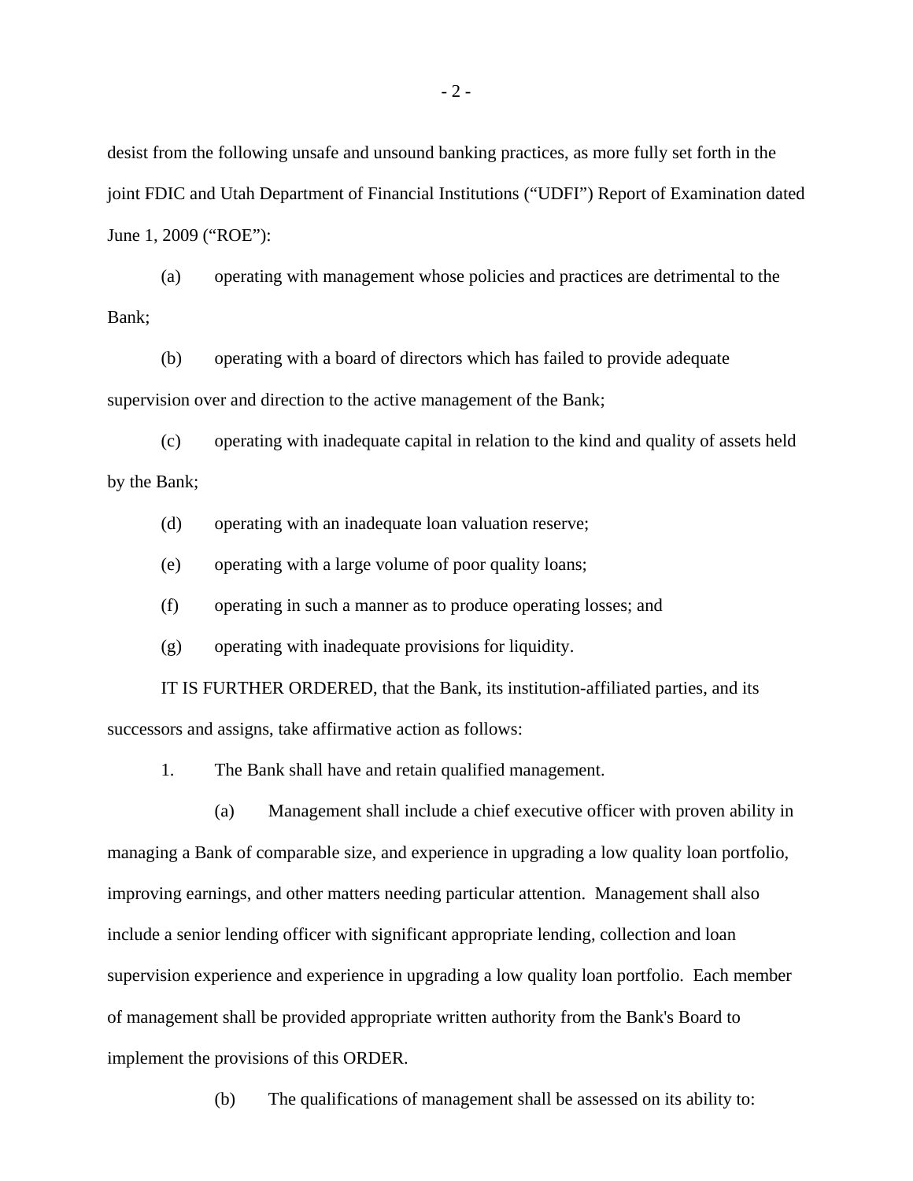desist from the following unsafe and unsound banking practices, as more fully set forth in the joint FDIC and Utah Department of Financial Institutions ("UDFI") Report of Examination dated June 1, 2009 ("ROE"):

(a) operating with management whose policies and practices are detrimental to the Bank;

(b) operating with a board of directors which has failed to provide adequate supervision over and direction to the active management of the Bank;

(c) operating with inadequate capital in relation to the kind and quality of assets held by the Bank;

(d) operating with an inadequate loan valuation reserve;

(e) operating with a large volume of poor quality loans;

(f) operating in such a manner as to produce operating losses; and

(g) operating with inadequate provisions for liquidity.

IT IS FURTHER ORDERED, that the Bank, its institution-affiliated parties, and its successors and assigns, take affirmative action as follows:

1. The Bank shall have and retain qualified management.

(a) Management shall include a chief executive officer with proven ability in managing a Bank of comparable size, and experience in upgrading a low quality loan portfolio, improving earnings, and other matters needing particular attention. Management shall also include a senior lending officer with significant appropriate lending, collection and loan supervision experience and experience in upgrading a low quality loan portfolio. Each member of management shall be provided appropriate written authority from the Bank's Board to implement the provisions of this ORDER.

(b) The qualifications of management shall be assessed on its ability to: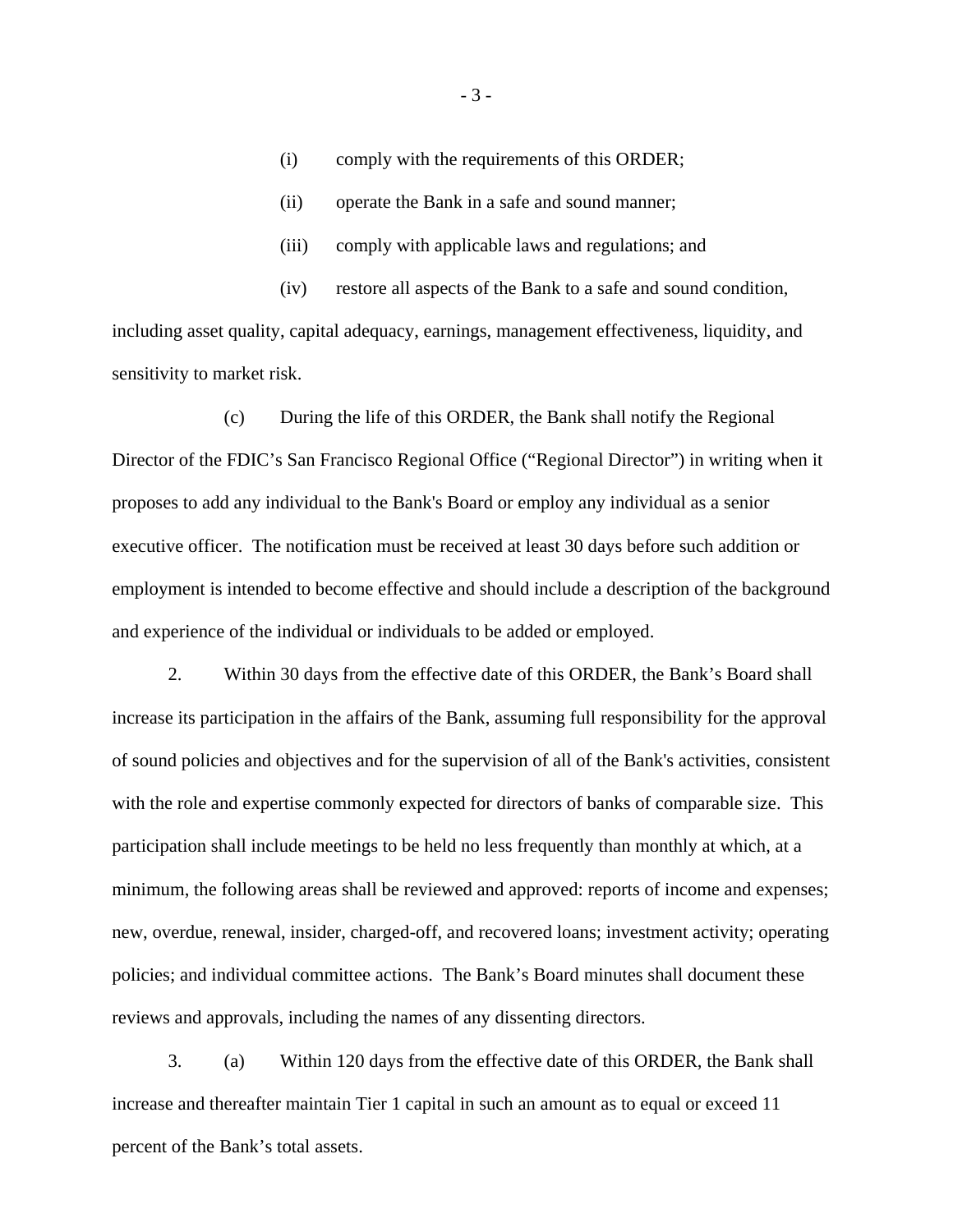(i) comply with the requirements of this ORDER;

(ii) operate the Bank in a safe and sound manner;

(iii) comply with applicable laws and regulations; and

(iv) restore all aspects of the Bank to a safe and sound condition, including asset quality, capital adequacy, earnings, management effectiveness, liquidity, and sensitivity to market risk.

(c) During the life of this ORDER, the Bank shall notify the Regional Director of the FDIC's San Francisco Regional Office ("Regional Director") in writing when it proposes to add any individual to the Bank's Board or employ any individual as a senior executive officer. The notification must be received at least 30 days before such addition or employment is intended to become effective and should include a description of the background and experience of the individual or individuals to be added or employed.

2. Within 30 days from the effective date of this ORDER, the Bank's Board shall increase its participation in the affairs of the Bank, assuming full responsibility for the approval of sound policies and objectives and for the supervision of all of the Bank's activities, consistent with the role and expertise commonly expected for directors of banks of comparable size. This participation shall include meetings to be held no less frequently than monthly at which, at a minimum, the following areas shall be reviewed and approved: reports of income and expenses; new, overdue, renewal, insider, charged-off, and recovered loans; investment activity; operating policies; and individual committee actions. The Bank's Board minutes shall document these reviews and approvals, including the names of any dissenting directors.

3. (a) Within 120 days from the effective date of this ORDER, the Bank shall increase and thereafter maintain Tier 1 capital in such an amount as to equal or exceed 11 percent of the Bank's total assets.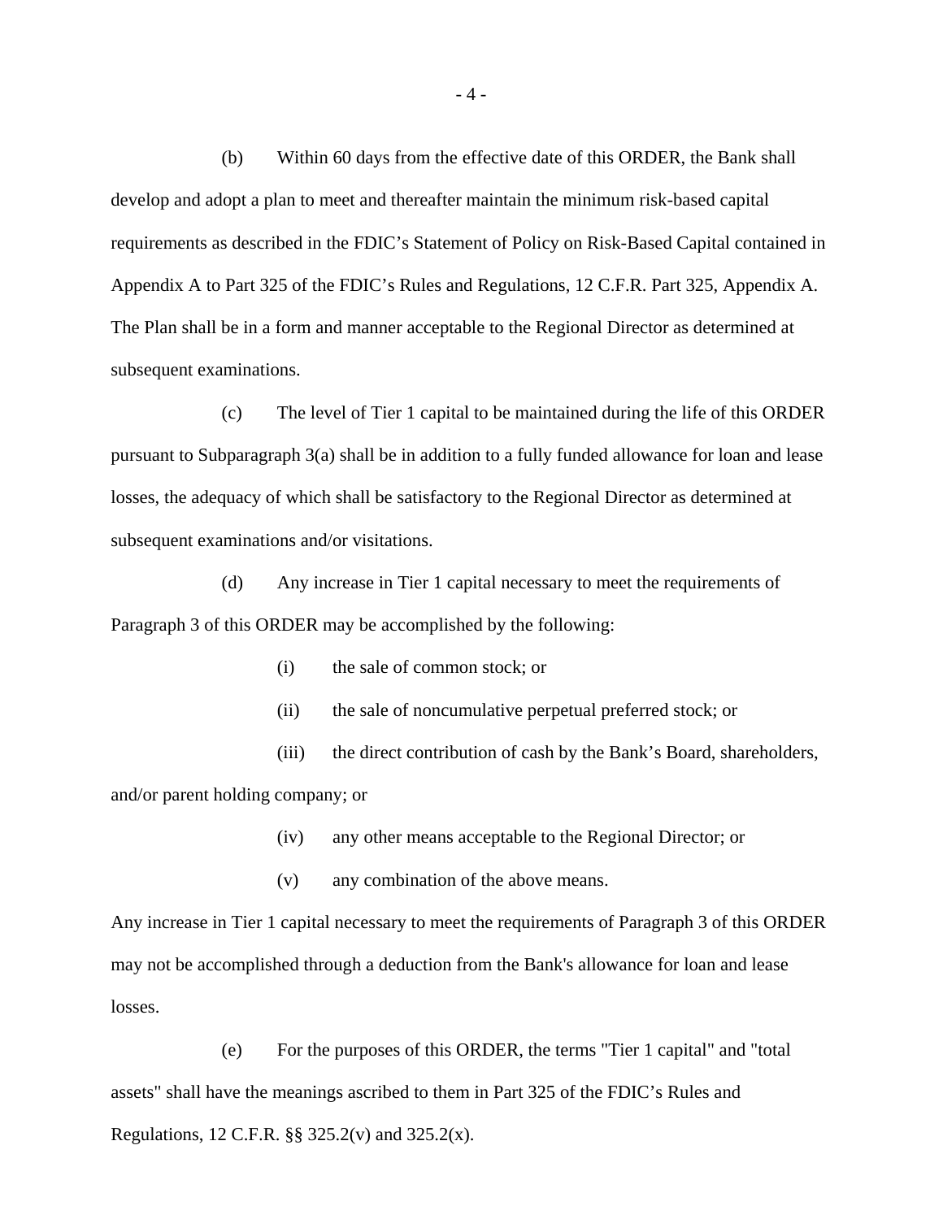(b) Within 60 days from the effective date of this ORDER, the Bank shall develop and adopt a plan to meet and thereafter maintain the minimum risk-based capital requirements as described in the FDIC's Statement of Policy on Risk-Based Capital contained in Appendix A to Part 325 of the FDIC's Rules and Regulations, 12 C.F.R. Part 325, Appendix A. The Plan shall be in a form and manner acceptable to the Regional Director as determined at subsequent examinations.

(c) The level of Tier 1 capital to be maintained during the life of this ORDER pursuant to Subparagraph 3(a) shall be in addition to a fully funded allowance for loan and lease losses, the adequacy of which shall be satisfactory to the Regional Director as determined at subsequent examinations and/or visitations.

(d) Any increase in Tier 1 capital necessary to meet the requirements of Paragraph 3 of this ORDER may be accomplished by the following:

(i) the sale of common stock; or

(ii) the sale of noncumulative perpetual preferred stock; or

(iii) the direct contribution of cash by the Bank's Board, shareholders, and/or parent holding company; or

(iv) any other means acceptable to the Regional Director; or

(v) any combination of the above means.

Any increase in Tier 1 capital necessary to meet the requirements of Paragraph 3 of this ORDER may not be accomplished through a deduction from the Bank's allowance for loan and lease losses.

(e) For the purposes of this ORDER, the terms "Tier 1 capital" and "total assets" shall have the meanings ascribed to them in Part 325 of the FDIC's Rules and Regulations, 12 C.F.R. §§ 325.2(v) and 325.2(x).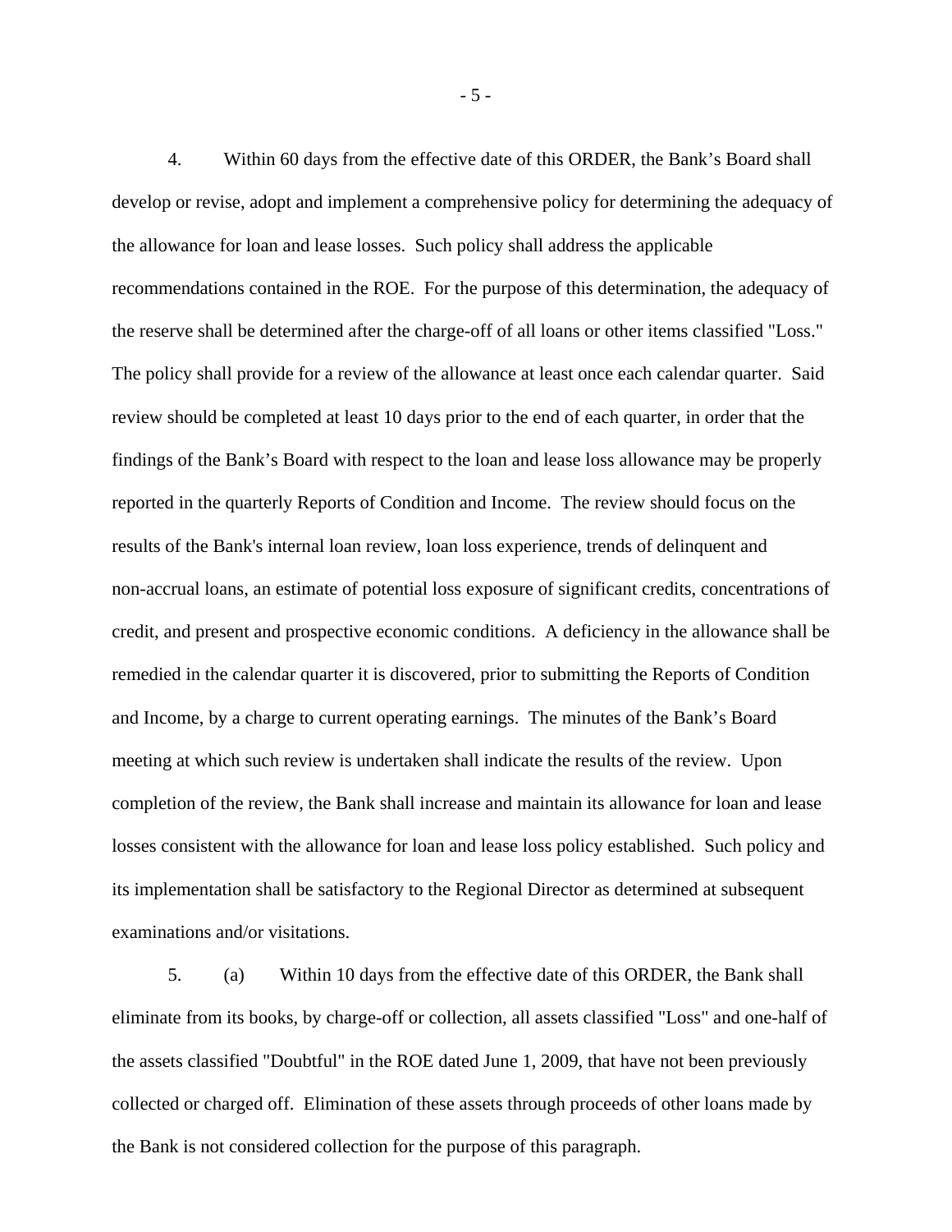4. Within 60 days from the effective date of this ORDER, the Bank's Board shall develop or revise, adopt and implement a comprehensive policy for determining the adequacy of the allowance for loan and lease losses. Such policy shall address the applicable recommendations contained in the ROE. For the purpose of this determination, the adequacy of the reserve shall be determined after the charge-off of all loans or other items classified "Loss." The policy shall provide for a review of the allowance at least once each calendar quarter. Said review should be completed at least 10 days prior to the end of each quarter, in order that the findings of the Bank's Board with respect to the loan and lease loss allowance may be properly reported in the quarterly Reports of Condition and Income. The review should focus on the results of the Bank's internal loan review, loan loss experience, trends of delinquent and non-accrual loans, an estimate of potential loss exposure of significant credits, concentrations of credit, and present and prospective economic conditions. A deficiency in the allowance shall be remedied in the calendar quarter it is discovered, prior to submitting the Reports of Condition and Income, by a charge to current operating earnings. The minutes of the Bank's Board meeting at which such review is undertaken shall indicate the results of the review. Upon completion of the review, the Bank shall increase and maintain its allowance for loan and lease losses consistent with the allowance for loan and lease loss policy established. Such policy and its implementation shall be satisfactory to the Regional Director as determined at subsequent examinations and/or visitations.

5. (a) Within 10 days from the effective date of this ORDER, the Bank shall eliminate from its books, by charge-off or collection, all assets classified "Loss" and one-half of the assets classified "Doubtful" in the ROE dated June 1, 2009, that have not been previously collected or charged off. Elimination of these assets through proceeds of other loans made by the Bank is not considered collection for the purpose of this paragraph.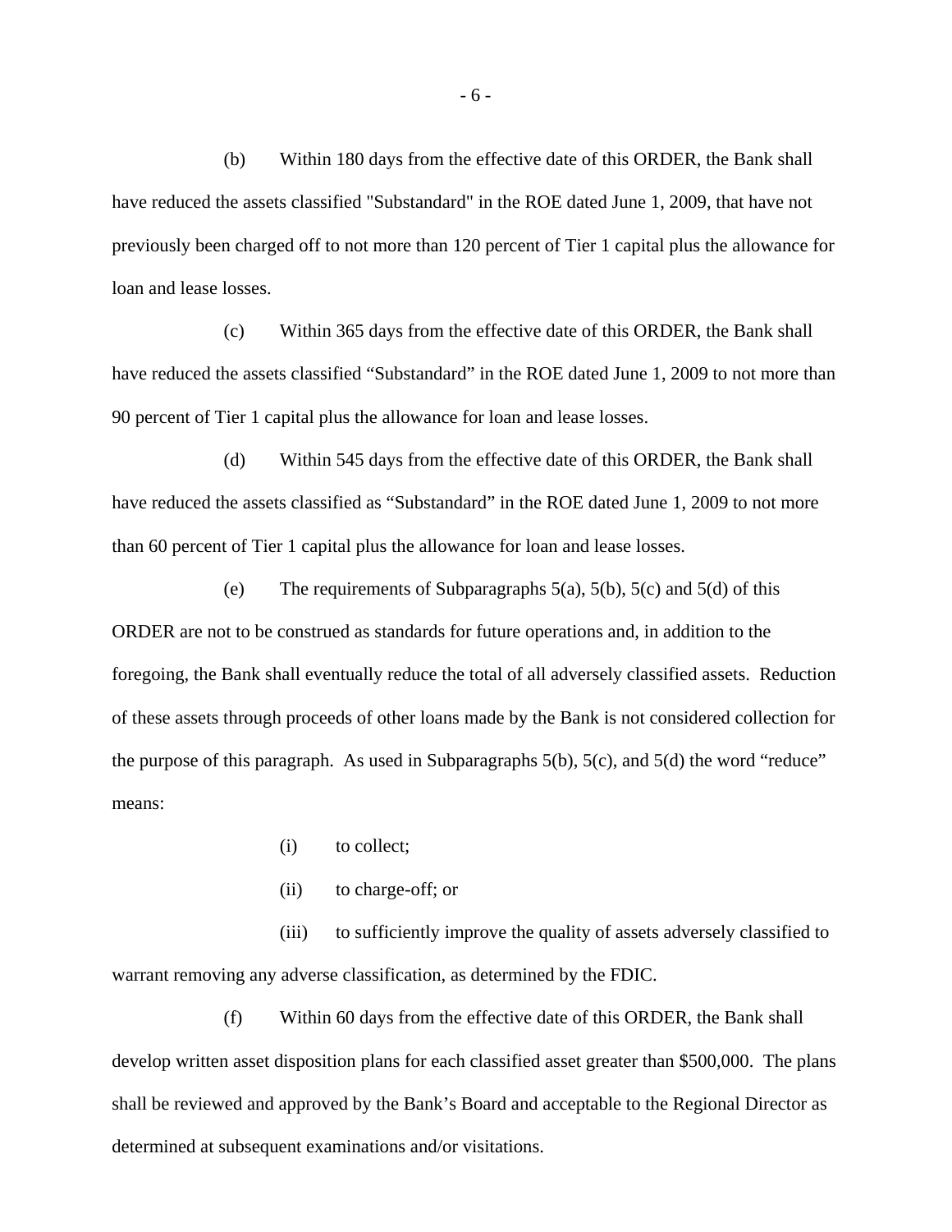(b) Within 180 days from the effective date of this ORDER, the Bank shall have reduced the assets classified "Substandard" in the ROE dated June 1, 2009, that have not previously been charged off to not more than 120 percent of Tier 1 capital plus the allowance for loan and lease losses.

(c) Within 365 days from the effective date of this ORDER, the Bank shall have reduced the assets classified "Substandard" in the ROE dated June 1, 2009 to not more than 90 percent of Tier 1 capital plus the allowance for loan and lease losses.

(d) Within 545 days from the effective date of this ORDER, the Bank shall have reduced the assets classified as "Substandard" in the ROE dated June 1, 2009 to not more than 60 percent of Tier 1 capital plus the allowance for loan and lease losses.

(e) The requirements of Subparagraphs 5(a), 5(b), 5(c) and 5(d) of this ORDER are not to be construed as standards for future operations and, in addition to the foregoing, the Bank shall eventually reduce the total of all adversely classified assets. Reduction of these assets through proceeds of other loans made by the Bank is not considered collection for the purpose of this paragraph. As used in Subparagraphs 5(b), 5(c), and 5(d) the word "reduce" means:

(i) to collect;

(ii) to charge-off; or

(iii) to sufficiently improve the quality of assets adversely classified to warrant removing any adverse classification, as determined by the FDIC.

(f) Within 60 days from the effective date of this ORDER, the Bank shall develop written asset disposition plans for each classified asset greater than $500,000. The plans shall be reviewed and approved by the Bank's Board and acceptable to the Regional Director as determined at subsequent examinations and/or visitations.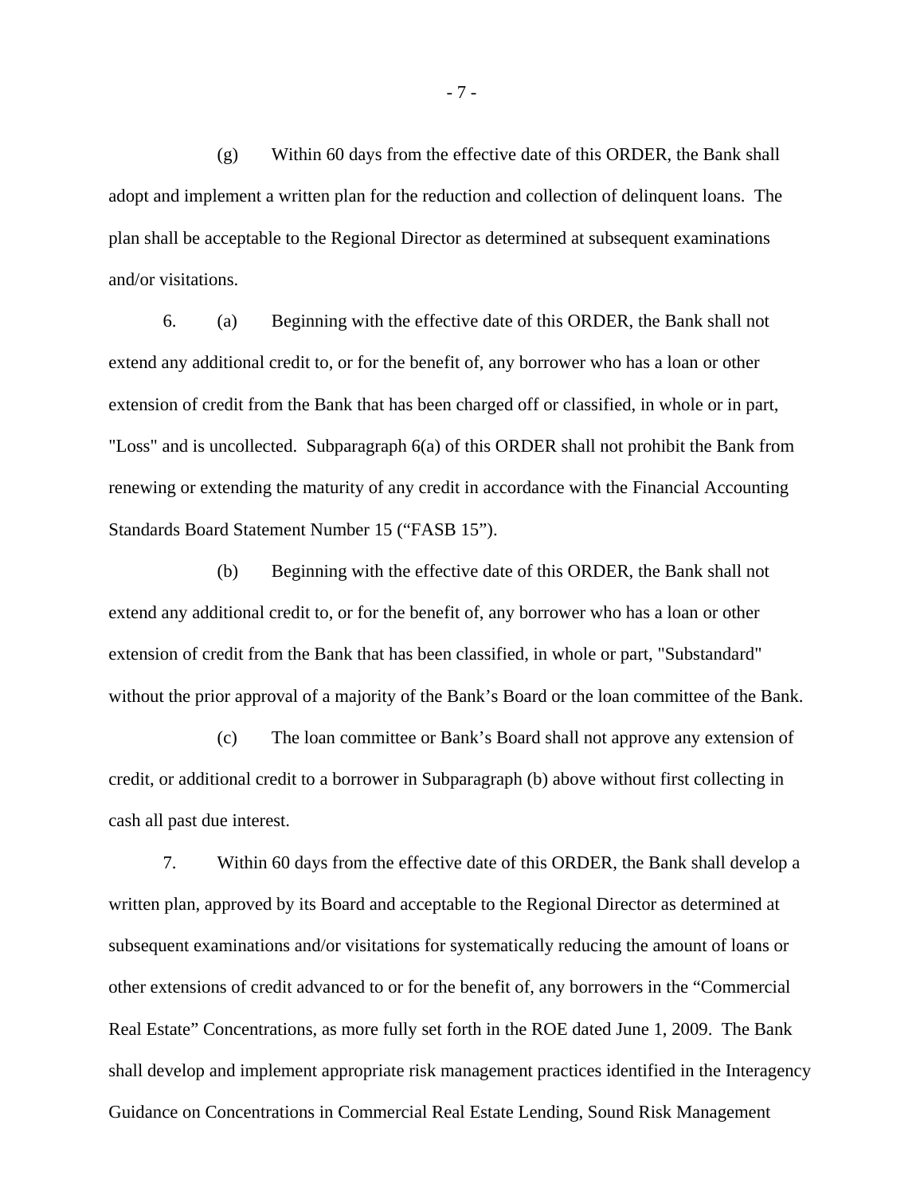(g) Within 60 days from the effective date of this ORDER, the Bank shall adopt and implement a written plan for the reduction and collection of delinquent loans. The plan shall be acceptable to the Regional Director as determined at subsequent examinations and/or visitations.

6. (a) Beginning with the effective date of this ORDER, the Bank shall not extend any additional credit to, or for the benefit of, any borrower who has a loan or other extension of credit from the Bank that has been charged off or classified, in whole or in part, "Loss" and is uncollected. Subparagraph 6(a) of this ORDER shall not prohibit the Bank from renewing or extending the maturity of any credit in accordance with the Financial Accounting Standards Board Statement Number 15 ("FASB 15").

(b) Beginning with the effective date of this ORDER, the Bank shall not extend any additional credit to, or for the benefit of, any borrower who has a loan or other extension of credit from the Bank that has been classified, in whole or part, "Substandard" without the prior approval of a majority of the Bank's Board or the loan committee of the Bank.

(c) The loan committee or Bank's Board shall not approve any extension of credit, or additional credit to a borrower in Subparagraph (b) above without first collecting in cash all past due interest.

7. Within 60 days from the effective date of this ORDER, the Bank shall develop a written plan, approved by its Board and acceptable to the Regional Director as determined at subsequent examinations and/or visitations for systematically reducing the amount of loans or other extensions of credit advanced to or for the benefit of, any borrowers in the "Commercial Real Estate" Concentrations, as more fully set forth in the ROE dated June 1, 2009. The Bank shall develop and implement appropriate risk management practices identified in the Interagency Guidance on Concentrations in Commercial Real Estate Lending, Sound Risk Management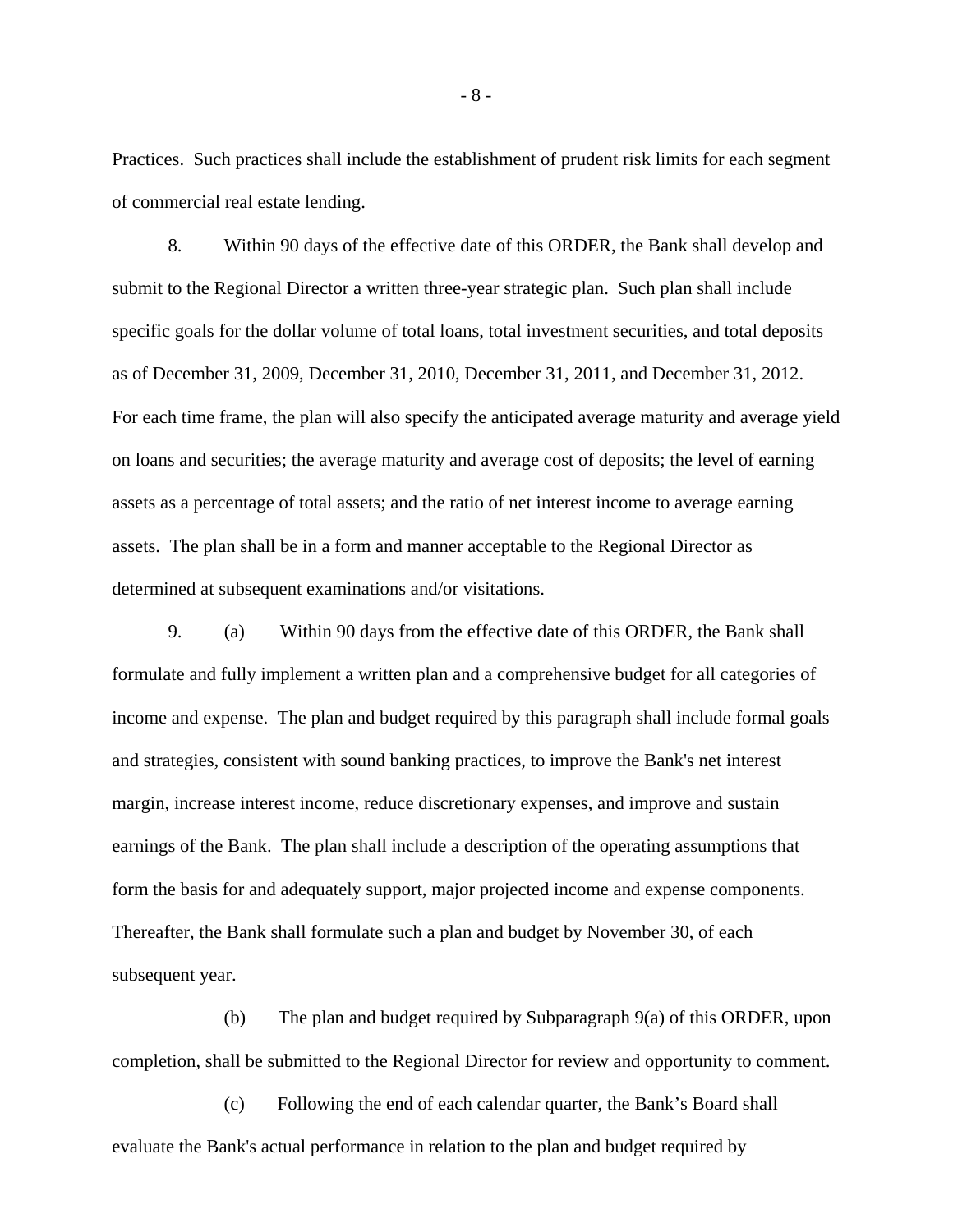Practices. Such practices shall include the establishment of prudent risk limits for each segment of commercial real estate lending.

8. Within 90 days of the effective date of this ORDER, the Bank shall develop and submit to the Regional Director a written three-year strategic plan. Such plan shall include specific goals for the dollar volume of total loans, total investment securities, and total deposits as of December 31, 2009, December 31, 2010, December 31, 2011, and December 31, 2012. For each time frame, the plan will also specify the anticipated average maturity and average yield on loans and securities; the average maturity and average cost of deposits; the level of earning assets as a percentage of total assets; and the ratio of net interest income to average earning assets. The plan shall be in a form and manner acceptable to the Regional Director as determined at subsequent examinations and/or visitations.

9. (a) Within 90 days from the effective date of this ORDER, the Bank shall formulate and fully implement a written plan and a comprehensive budget for all categories of income and expense. The plan and budget required by this paragraph shall include formal goals and strategies, consistent with sound banking practices, to improve the Bank's net interest margin, increase interest income, reduce discretionary expenses, and improve and sustain earnings of the Bank. The plan shall include a description of the operating assumptions that form the basis for and adequately support, major projected income and expense components. Thereafter, the Bank shall formulate such a plan and budget by November 30, of each subsequent year.

(b) The plan and budget required by Subparagraph 9(a) of this ORDER, upon completion, shall be submitted to the Regional Director for review and opportunity to comment.

(c) Following the end of each calendar quarter, the Bank's Board shall evaluate the Bank's actual performance in relation to the plan and budget required by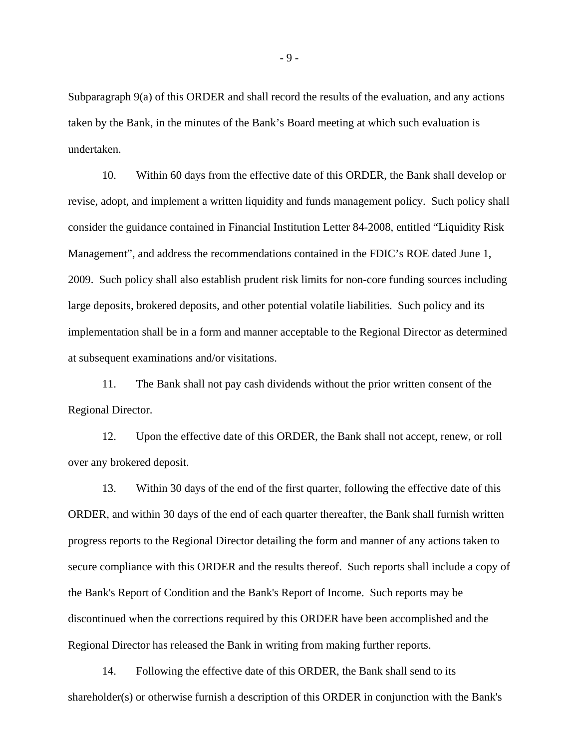Subparagraph 9(a) of this ORDER and shall record the results of the evaluation, and any actions taken by the Bank, in the minutes of the Bank's Board meeting at which such evaluation is undertaken.

10. Within 60 days from the effective date of this ORDER, the Bank shall develop or revise, adopt, and implement a written liquidity and funds management policy. Such policy shall consider the guidance contained in Financial Institution Letter 84-2008, entitled "Liquidity Risk Management", and address the recommendations contained in the FDIC's ROE dated June 1, 2009. Such policy shall also establish prudent risk limits for non-core funding sources including large deposits, brokered deposits, and other potential volatile liabilities. Such policy and its implementation shall be in a form and manner acceptable to the Regional Director as determined at subsequent examinations and/or visitations.

11. The Bank shall not pay cash dividends without the prior written consent of the Regional Director.

12. Upon the effective date of this ORDER, the Bank shall not accept, renew, or roll over any brokered deposit.

13. Within 30 days of the end of the first quarter, following the effective date of this ORDER, and within 30 days of the end of each quarter thereafter, the Bank shall furnish written progress reports to the Regional Director detailing the form and manner of any actions taken to secure compliance with this ORDER and the results thereof. Such reports shall include a copy of the Bank's Report of Condition and the Bank's Report of Income. Such reports may be discontinued when the corrections required by this ORDER have been accomplished and the Regional Director has released the Bank in writing from making further reports.

14. Following the effective date of this ORDER, the Bank shall send to its shareholder(s) or otherwise furnish a description of this ORDER in conjunction with the Bank's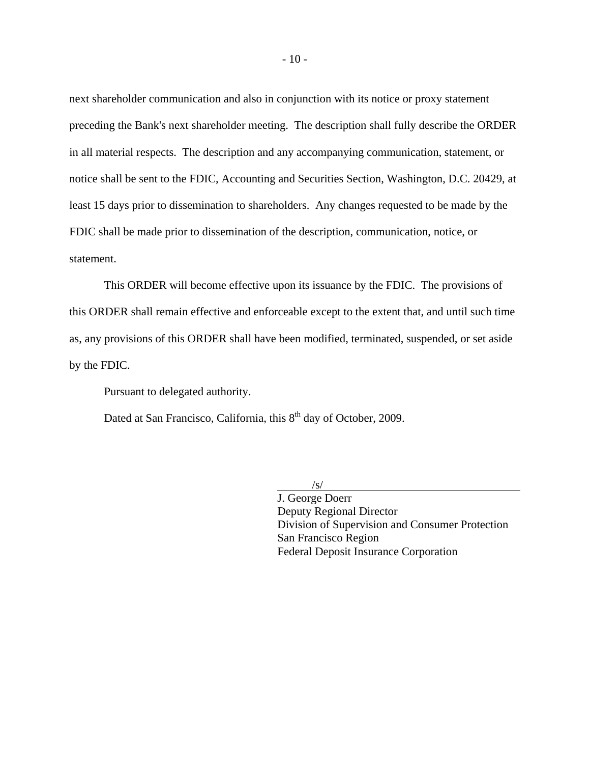next shareholder communication and also in conjunction with its notice or proxy statement preceding the Bank's next shareholder meeting. The description shall fully describe the ORDER in all material respects. The description and any accompanying communication, statement, or notice shall be sent to the FDIC, Accounting and Securities Section, Washington, D.C. 20429, at least 15 days prior to dissemination to shareholders. Any changes requested to be made by the FDIC shall be made prior to dissemination of the description, communication, notice, or statement.

This ORDER will become effective upon its issuance by the FDIC. The provisions of this ORDER shall remain effective and enforceable except to the extent that, and until such time as, any provisions of this ORDER shall have been modified, terminated, suspended, or set aside by the FDIC.

Pursuant to delegated authority.

Dated at San Francisco, California, this 8th day of October, 2009.

/s/
J. George Doerr
Deputy Regional Director
Division of Supervision and Consumer Protection
San Francisco Region
Federal Deposit Insurance Corporation